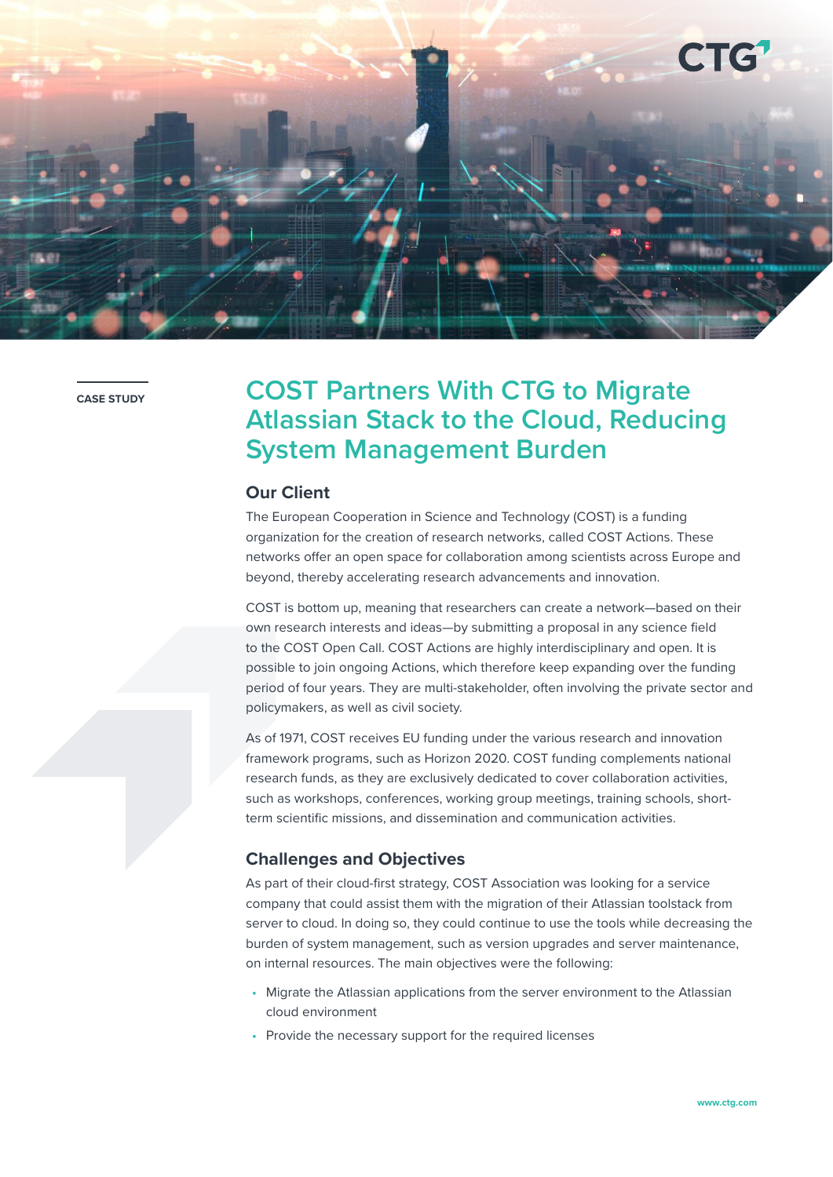CASE STUDY

# COST Partners With CTG to Migrate Atlassian Stack to the Cloud, Reducing System Management Burden

## Our Client

The European Cooperation in Science and Technology (COST) is a funding organization for the creation of research networks, called COST Actions. These networks offer an open space for collaboration among scientists across Europe and beyond, thereby accelerating research advancements and innovation.

COST is bottom up, meaning that researchers can create a network—based on their own research interests and ideas—by submitting a proposal in any science field to the COST Open Call. COST Actions are highly interdisciplinary and open. It is possible to join ongoing Actions, which therefore keep expanding over the funding period of four years. They are multi-stakeholder, often involving the private sector and policymakers, as well as civil society.

As of 1971, COST receives EU funding under the various research and innovation framework programs, such as Horizon 2020. COST funding complements national research funds, as they are exclusively dedicated to cover collaboration activities, such as workshops, conferences, working group meetings, training schools, short-term scientific missions, and dissemination and communication activities.

## Challenges and Objectives

As part of their cloud-first strategy, COST Association was looking for a service company that could assist them with the migration of their Atlassian toolstack from server to cloud. In doing so, they could continue to use the tools while decreasing the burden of system management, such as version upgrades and server maintenance, on internal resources. The main objectives were the following:

- Migrate the Atlassian applications from the server environment to the Atlassian cloud environment
- Provide the necessary support for the required licenses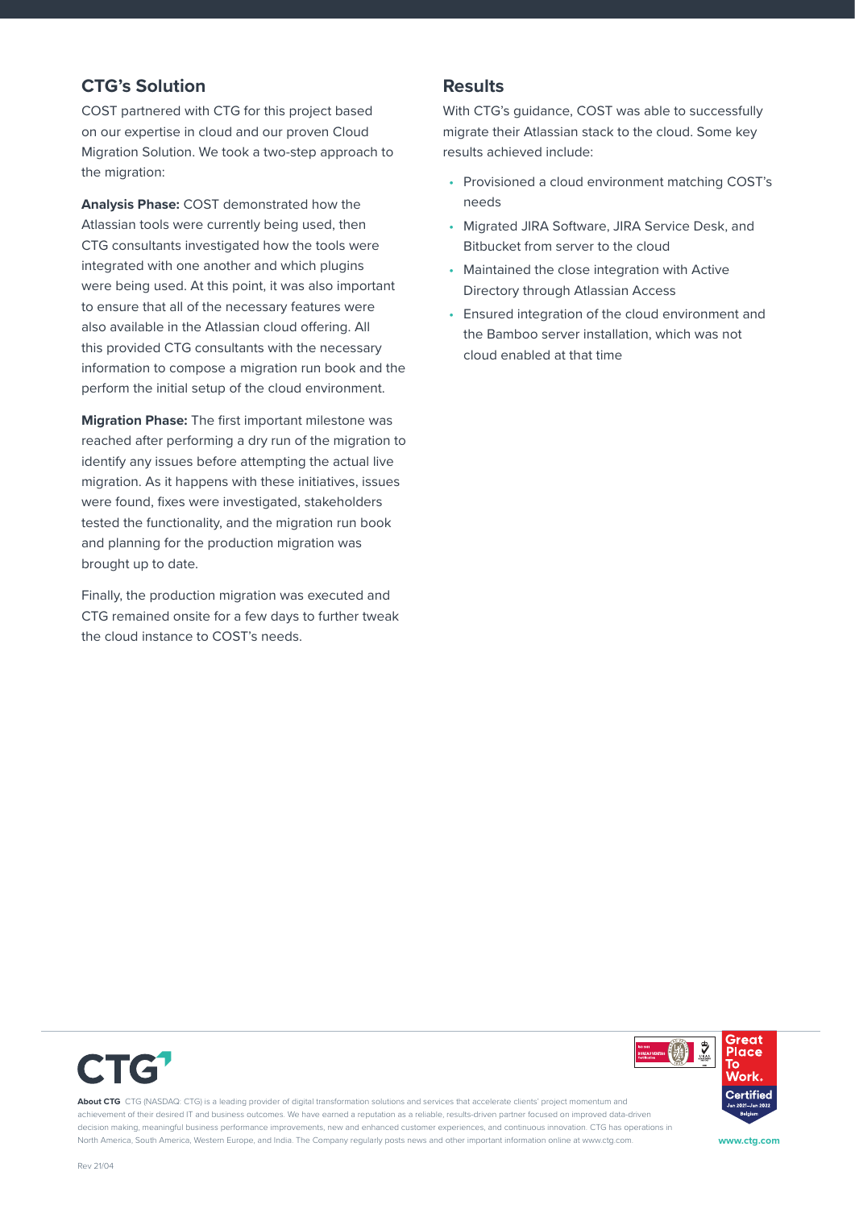## CTG's Solution

COST partnered with CTG for this project based on our expertise in cloud and our proven Cloud Migration Solution. We took a two-step approach to the migration:

**Analysis Phase:** COST demonstrated how the Atlassian tools were currently being used, then CTG consultants investigated how the tools were integrated with one another and which plugins were being used. At this point, it was also important to ensure that all of the necessary features were also available in the Atlassian cloud offering. All this provided CTG consultants with the necessary information to compose a migration run book and the perform the initial setup of the cloud environment.

**Migration Phase:** The first important milestone was reached after performing a dry run of the migration to identify any issues before attempting the actual live migration. As it happens with these initiatives, issues were found, fixes were investigated, stakeholders tested the functionality, and the migration run book and planning for the production migration was brought up to date.

Finally, the production migration was executed and CTG remained onsite for a few days to further tweak the cloud instance to COST's needs.

## Results

With CTG's guidance, COST was able to successfully migrate their Atlassian stack to the cloud. Some key results achieved include:

- Provisioned a cloud environment matching COST's needs
- Migrated JIRA Software, JIRA Service Desk, and Bitbucket from server to the cloud
- Maintained the close integration with Active Directory through Atlassian Access
- Ensured integration of the cloud environment and the Bamboo server installation, which was not cloud enabled at that time

CTG

Great Place To Work. Certified Jan 2021–Jan 2022 Belgium

**About CTG** CTG (NASDAQ: CTG) is a leading provider of digital transformation solutions and services that accelerate clients' project momentum and achievement of their desired IT and business outcomes. We have earned a reputation as a reliable, results-driven partner focused on improved data-driven decision making, meaningful business performance improvements, new and enhanced customer experiences, and continuous innovation. CTG has operations in North America, South America, Western Europe, and India. The Company regularly posts news and other important information online at www.ctg.com.

www.ctg.com

Rev 21/04